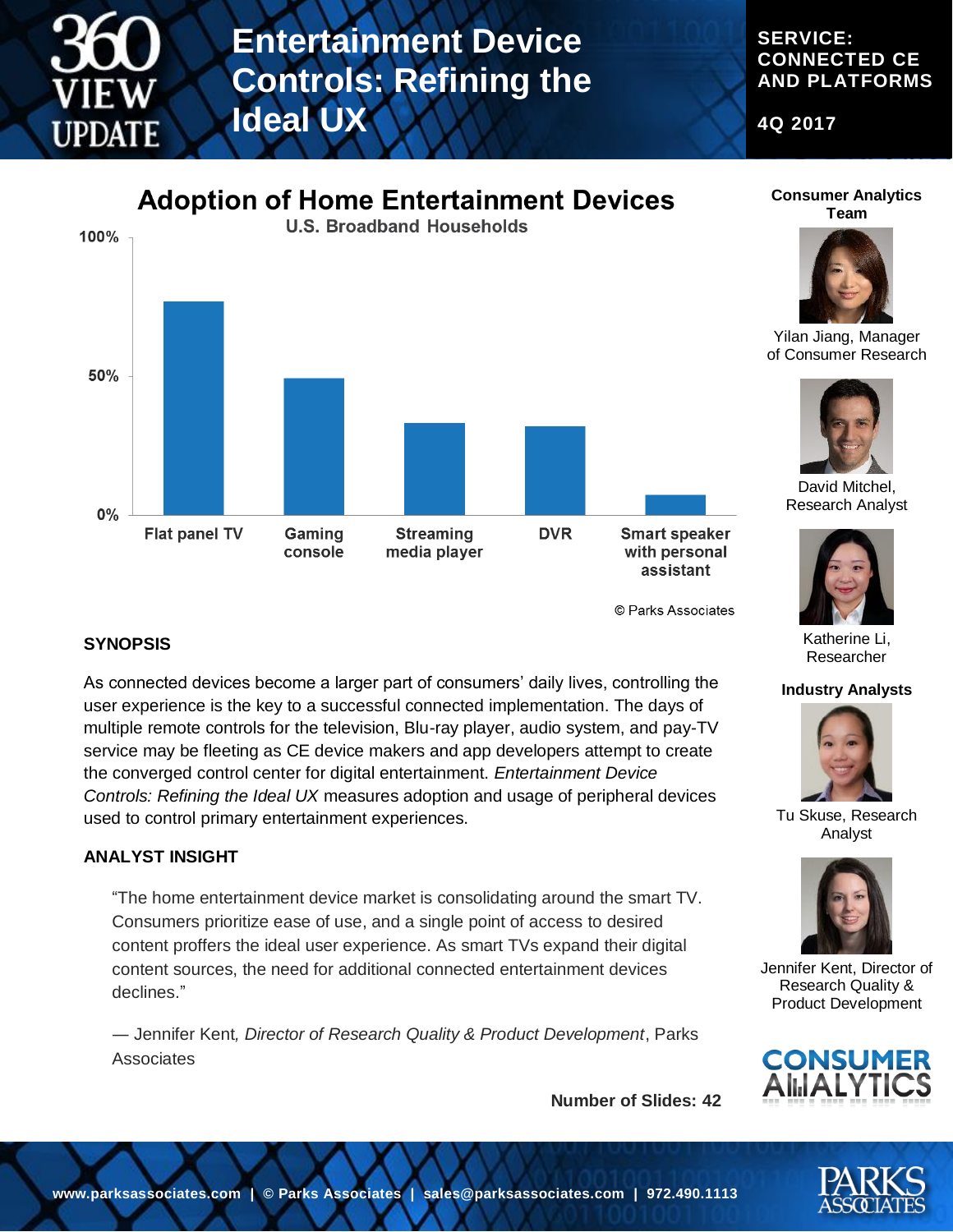# Entertainment Device Controls: Refining the Ideal UX

**360 VIEW UPDATE**

**SERVICE: CONNECTED CE AND PLATFORMS**

**4Q 2017**

## Adoption of Home Entertainment Devices

U.S. Broadband Households

100%

50%

0%

Flat panel TV | Gaming console | Streaming media player | DVR | Smart speaker with personal assistant

© Parks Associates

### SYNOPSIS

As connected devices become a larger part of consumers' daily lives, controlling the user experience is the key to a successful connected implementation. The days of multiple remote controls for the television, Blu-ray player, audio system, and pay-TV service may be fleeting as CE device makers and app developers attempt to create the converged control center for digital entertainment. *Entertainment Device Controls: Refining the Ideal UX* measures adoption and usage of peripheral devices used to control primary entertainment experiences.

### ANALYST INSIGHT

"The home entertainment device market is consolidating around the smart TV. Consumers prioritize ease of use, and a single point of access to desired content proffers the ideal user experience. As smart TVs expand their digital content sources, the need for additional connected entertainment devices declines."

— Jennifer Kent, *Director of Research Quality & Product Development*, Parks Associates

**Number of Slides: 42**

**Consumer Analytics Team**

Yilan Jiang, Manager of Consumer Research

David Mitchel, Research Analyst

Katherine Li, Researcher

**Industry Analysts**

Tu Skuse, Research Analyst

Jennifer Kent, Director of Research Quality & Product Development

CONSUMER ANALYTICS

**www.parksassociates.com | © Parks Associates | sales@parksassociates.com | 972.490.1113**

PARKS ASSOCIATES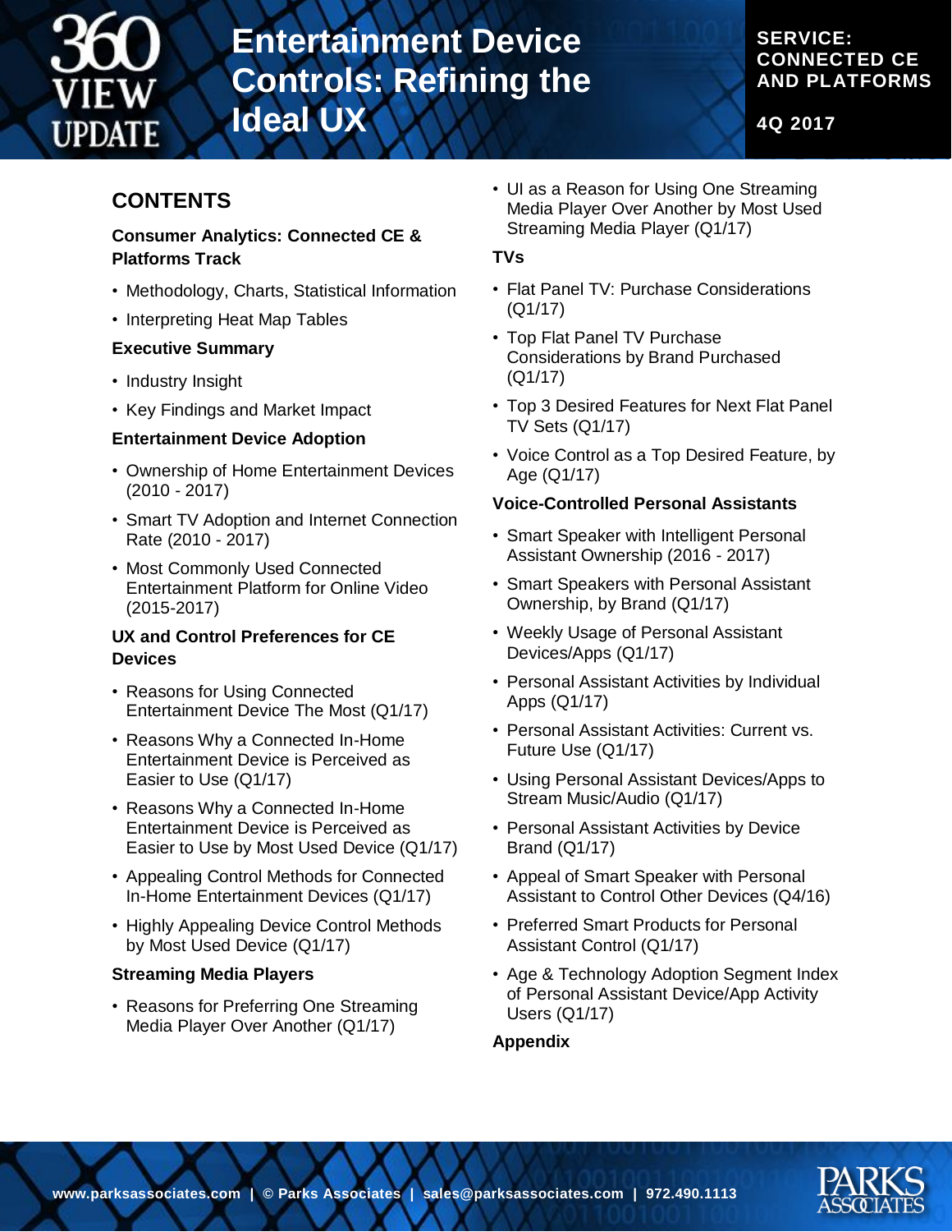# Entertainment Device Controls: Refining the Ideal UX

SERVICE: CONNECTED CE AND PLATFORMS

4Q 2017

## CONTENTS

### Consumer Analytics: Connected CE & Platforms Track

- Methodology, Charts, Statistical Information
- Interpreting Heat Map Tables

### Executive Summary

- Industry Insight
- Key Findings and Market Impact

### Entertainment Device Adoption

- Ownership of Home Entertainment Devices (2010 - 2017)
- Smart TV Adoption and Internet Connection Rate (2010 - 2017)
- Most Commonly Used Connected Entertainment Platform for Online Video (2015-2017)

### UX and Control Preferences for CE Devices

- Reasons for Using Connected Entertainment Device The Most (Q1/17)
- Reasons Why a Connected In-Home Entertainment Device is Perceived as Easier to Use (Q1/17)
- Reasons Why a Connected In-Home Entertainment Device is Perceived as Easier to Use by Most Used Device (Q1/17)
- Appealing Control Methods for Connected In-Home Entertainment Devices (Q1/17)
- Highly Appealing Device Control Methods by Most Used Device (Q1/17)

### Streaming Media Players

- Reasons for Preferring One Streaming Media Player Over Another (Q1/17)
- UI as a Reason for Using One Streaming Media Player Over Another by Most Used Streaming Media Player (Q1/17)

### TVs

- Flat Panel TV: Purchase Considerations (Q1/17)
- Top Flat Panel TV Purchase Considerations by Brand Purchased (Q1/17)
- Top 3 Desired Features for Next Flat Panel TV Sets (Q1/17)
- Voice Control as a Top Desired Feature, by Age (Q1/17)

### Voice-Controlled Personal Assistants

- Smart Speaker with Intelligent Personal Assistant Ownership (2016 - 2017)
- Smart Speakers with Personal Assistant Ownership, by Brand (Q1/17)
- Weekly Usage of Personal Assistant Devices/Apps (Q1/17)
- Personal Assistant Activities by Individual Apps (Q1/17)
- Personal Assistant Activities: Current vs. Future Use (Q1/17)
- Using Personal Assistant Devices/Apps to Stream Music/Audio (Q1/17)
- Personal Assistant Activities by Device Brand (Q1/17)
- Appeal of Smart Speaker with Personal Assistant to Control Other Devices (Q4/16)
- Preferred Smart Products for Personal Assistant Control (Q1/17)
- Age & Technology Adoption Segment Index of Personal Assistant Device/App Activity Users (Q1/17)

### Appendix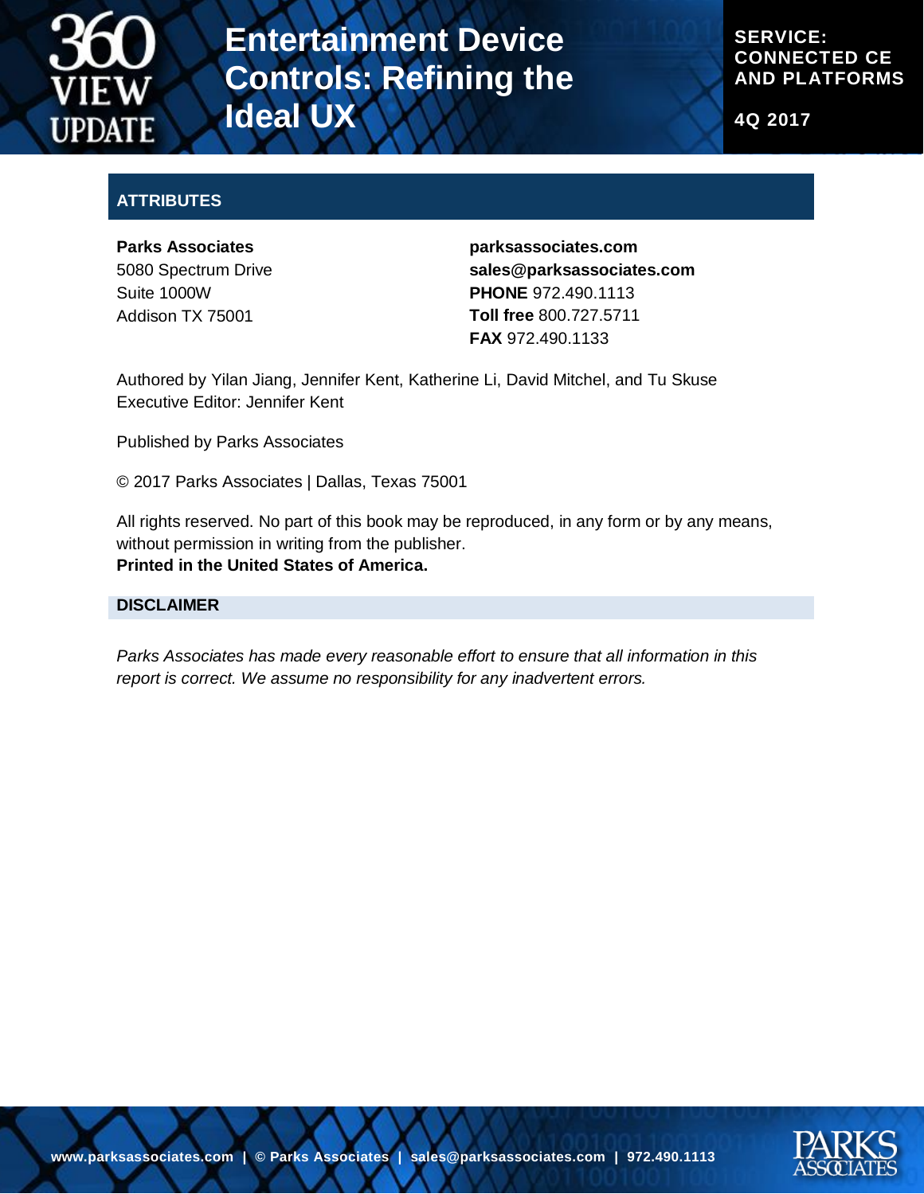# Entertainment Device Controls: Refining the Ideal UX

**SERVICE: CONNECTED CE AND PLATFORMS**

**4Q 2017**

## ATTRIBUTES

**Parks Associates**
5080 Spectrum Drive
Suite 1000W
Addison TX 75001

**parksassociates.com**
**sales@parksassociates.com**
**PHONE** 972.490.1113
**Toll free** 800.727.5711
**FAX** 972.490.1133

Authored by Yilan Jiang, Jennifer Kent, Katherine Li, David Mitchel, and Tu Skuse
Executive Editor: Jennifer Kent

Published by Parks Associates

© 2017 Parks Associates | Dallas, Texas 75001

All rights reserved. No part of this book may be reproduced, in any form or by any means, without permission in writing from the publisher.
**Printed in the United States of America.**

## DISCLAIMER

*Parks Associates has made every reasonable effort to ensure that all information in this report is correct. We assume no responsibility for any inadvertent errors.*